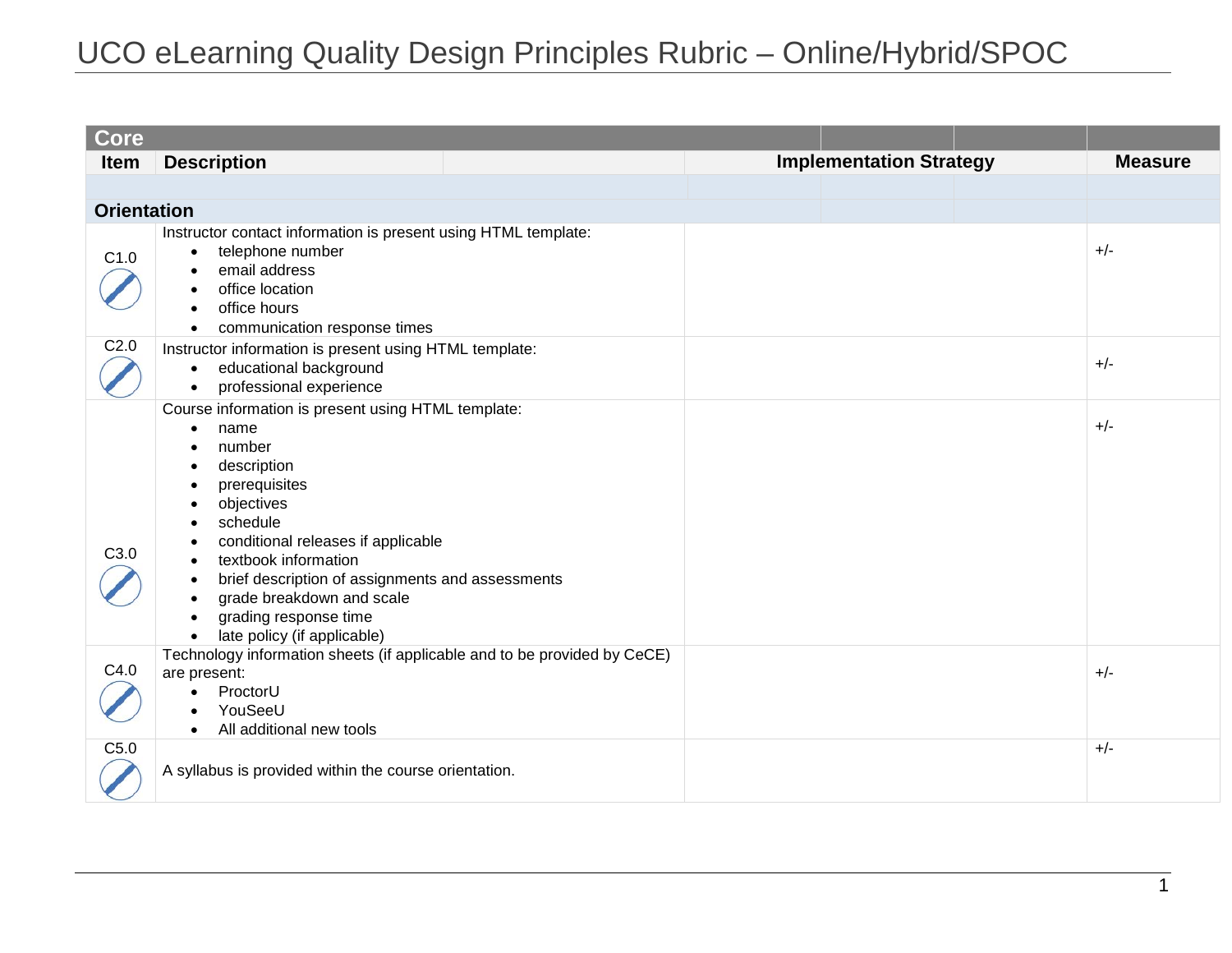# UCO eLearning Quality Design Principles Rubric – Online/Hybrid/SPOC

| **Core** | | | |
|---|---|---|---|
| **Item** | **Description** | **Implementation Strategy** | **Measure** |
| | | | |
| **Orientation** | | | |
| C1.0 | Instructor contact information is present using HTML template:<br>• telephone number<br>• email address<br>• office location<br>• office hours<br>• communication response times | | +/- |
| C2.0 | Instructor information is present using HTML template:<br>• educational background<br>• professional experience | | +/- |
| C3.0 | Course information is present using HTML template:<br>• name<br>• number<br>• description<br>• prerequisites<br>• objectives<br>• schedule<br>• conditional releases if applicable<br>• textbook information<br>• brief description of assignments and assessments<br>• grade breakdown and scale<br>• grading response time<br>• late policy (if applicable) | | +/- |
| C4.0 | Technology information sheets (if applicable and to be provided by CeCE) are present:<br>• ProctorU<br>• YouSeeU<br>• All additional new tools | | +/- |
| C5.0 | A syllabus is provided within the course orientation. | | +/- |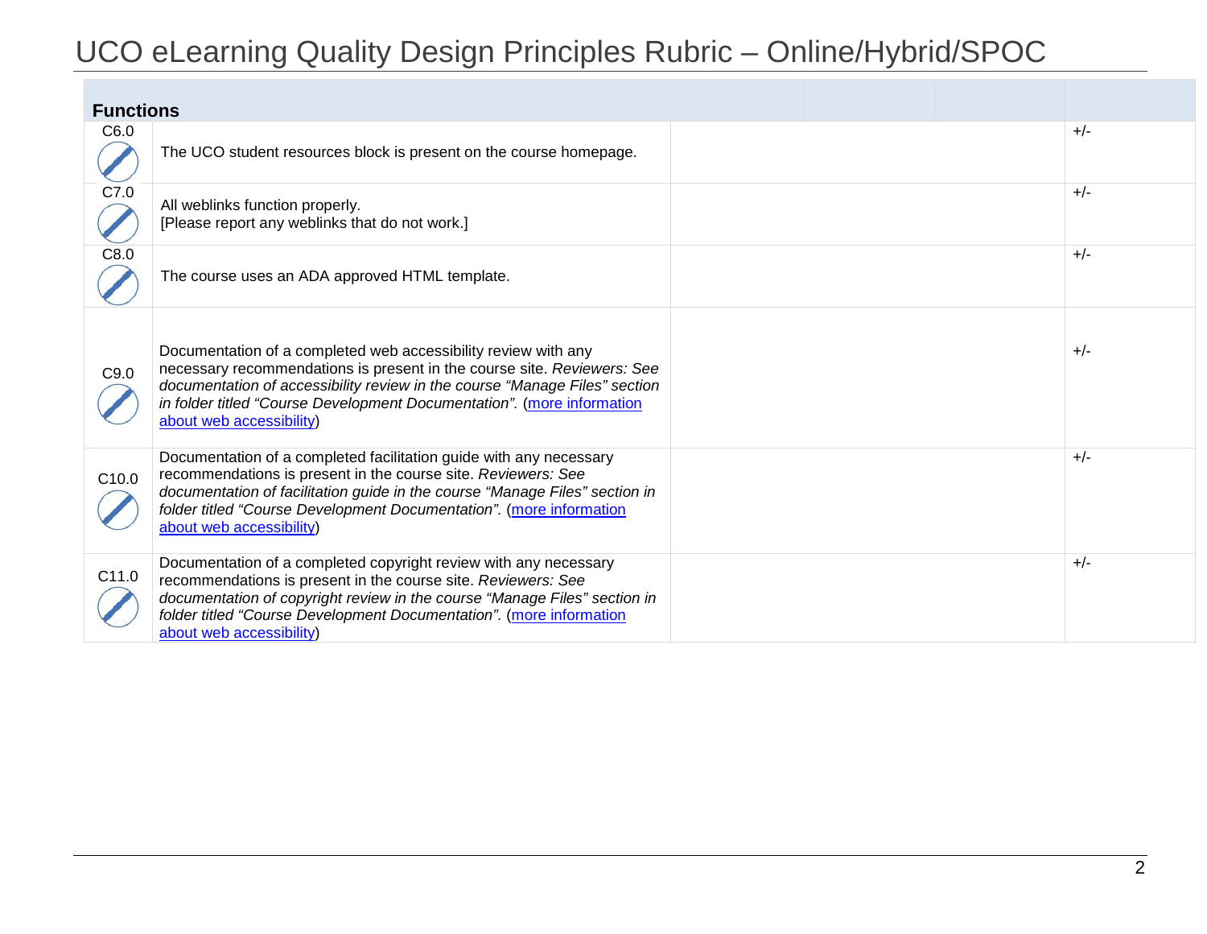# UCO eLearning Quality Design Principles Rubric – Online/Hybrid/SPOC

| Functions | | | | |
|---|---|---|---|---|
| C6.0 | The UCO student resources block is present on the course homepage. | | | +/- |
| C7.0 | All weblinks function properly.<br>[Please report any weblinks that do not work.] | | | +/- |
| C8.0 | The course uses an ADA approved HTML template. | | | +/- |
| C9.0 | Documentation of a completed web accessibility review with any necessary recommendations is present in the course site. *Reviewers: See documentation of accessibility review in the course "Manage Files" section in folder titled "Course Development Documentation".* (more information about web accessibility) | | | +/- |
| C10.0 | Documentation of a completed facilitation guide with any necessary recommendations is present in the course site. *Reviewers: See documentation of facilitation guide in the course "Manage Files" section in folder titled "Course Development Documentation".* (more information about web accessibility) | | | +/- |
| C11.0 | Documentation of a completed copyright review with any necessary recommendations is present in the course site. *Reviewers: See documentation of copyright review in the course "Manage Files" section in folder titled "Course Development Documentation".* (more information about web accessibility) | | | +/- |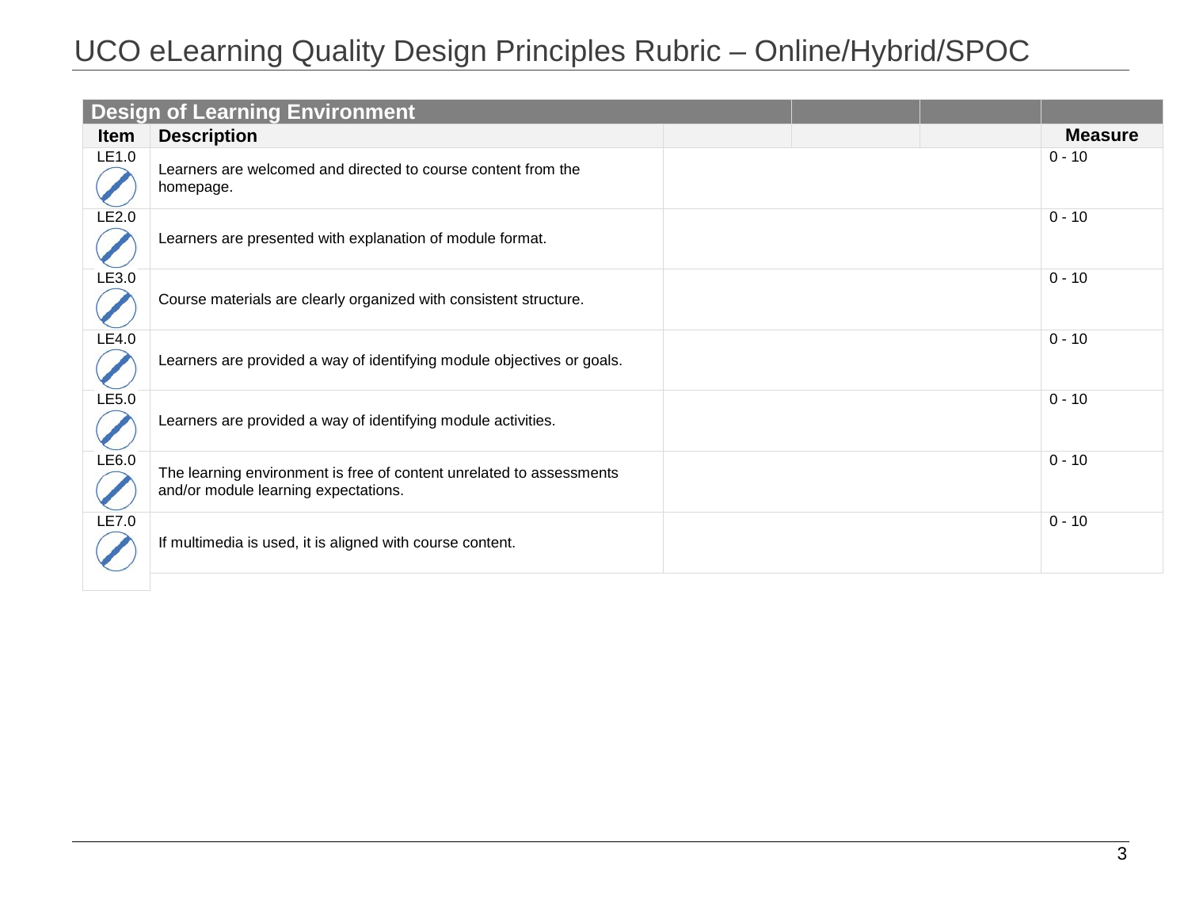# UCO eLearning Quality Design Principles Rubric – Online/Hybrid/SPOC

| Design of Learning Environment | | | |
|---|---|---|---|
| **Item** | **Description** | | **Measure** |
| LE1.0 | Learners are welcomed and directed to course content from the homepage. | | 0 - 10 |
| LE2.0 | Learners are presented with explanation of module format. | | 0 - 10 |
| LE3.0 | Course materials are clearly organized with consistent structure. | | 0 - 10 |
| LE4.0 | Learners are provided a way of identifying module objectives or goals. | | 0 - 10 |
| LE5.0 | Learners are provided a way of identifying module activities. | | 0 - 10 |
| LE6.0 | The learning environment is free of content unrelated to assessments and/or module learning expectations. | | 0 - 10 |
| LE7.0 | If multimedia is used, it is aligned with course content. | | 0 - 10 |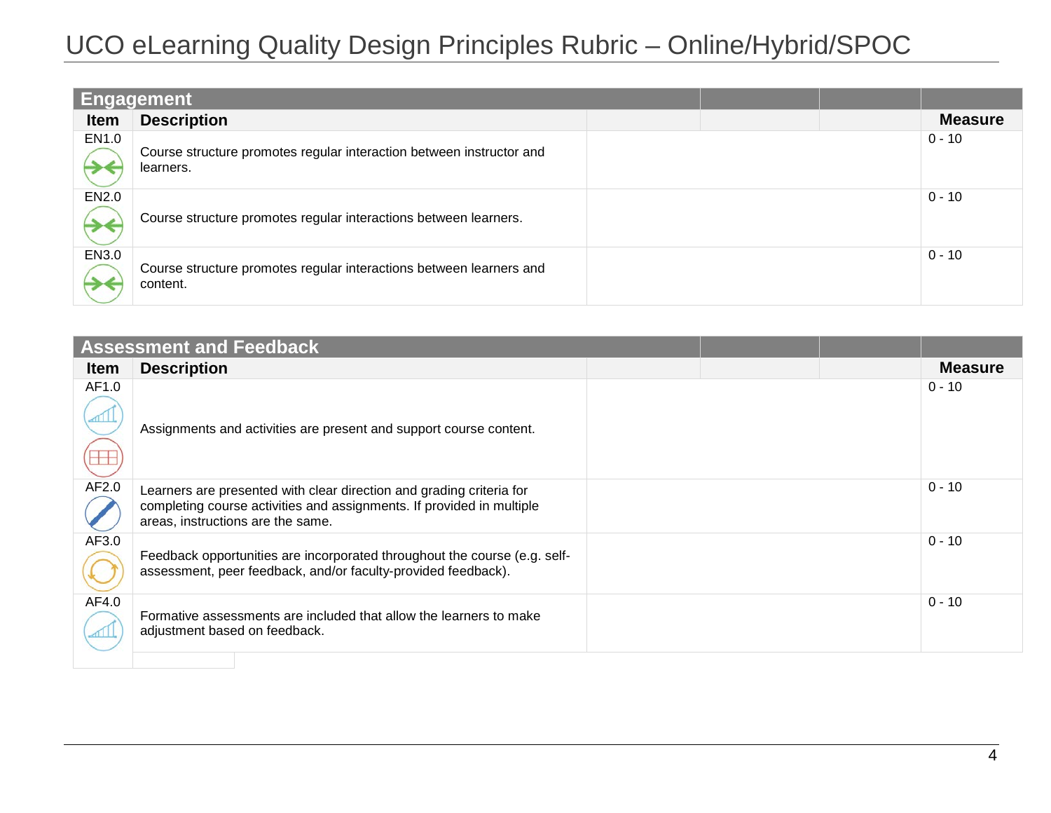# UCO eLearning Quality Design Principles Rubric – Online/Hybrid/SPOC

## Engagement

| Item | Description | Measure |
|---|---|---|
| EN1.0 | Course structure promotes regular interaction between instructor and learners. | 0 - 10 |
| EN2.0 | Course structure promotes regular interactions between learners. | 0 - 10 |
| EN3.0 | Course structure promotes regular interactions between learners and content. | 0 - 10 |

## Assessment and Feedback

| Item | Description | Measure |
|---|---|---|
| AF1.0 | Assignments and activities are present and support course content. | 0 - 10 |
| AF2.0 | Learners are presented with clear direction and grading criteria for completing course activities and assignments. If provided in multiple areas, instructions are the same. | 0 - 10 |
| AF3.0 | Feedback opportunities are incorporated throughout the course (e.g. self-assessment, peer feedback, and/or faculty-provided feedback). | 0 - 10 |
| AF4.0 | Formative assessments are included that allow the learners to make adjustment based on feedback. | 0 - 10 |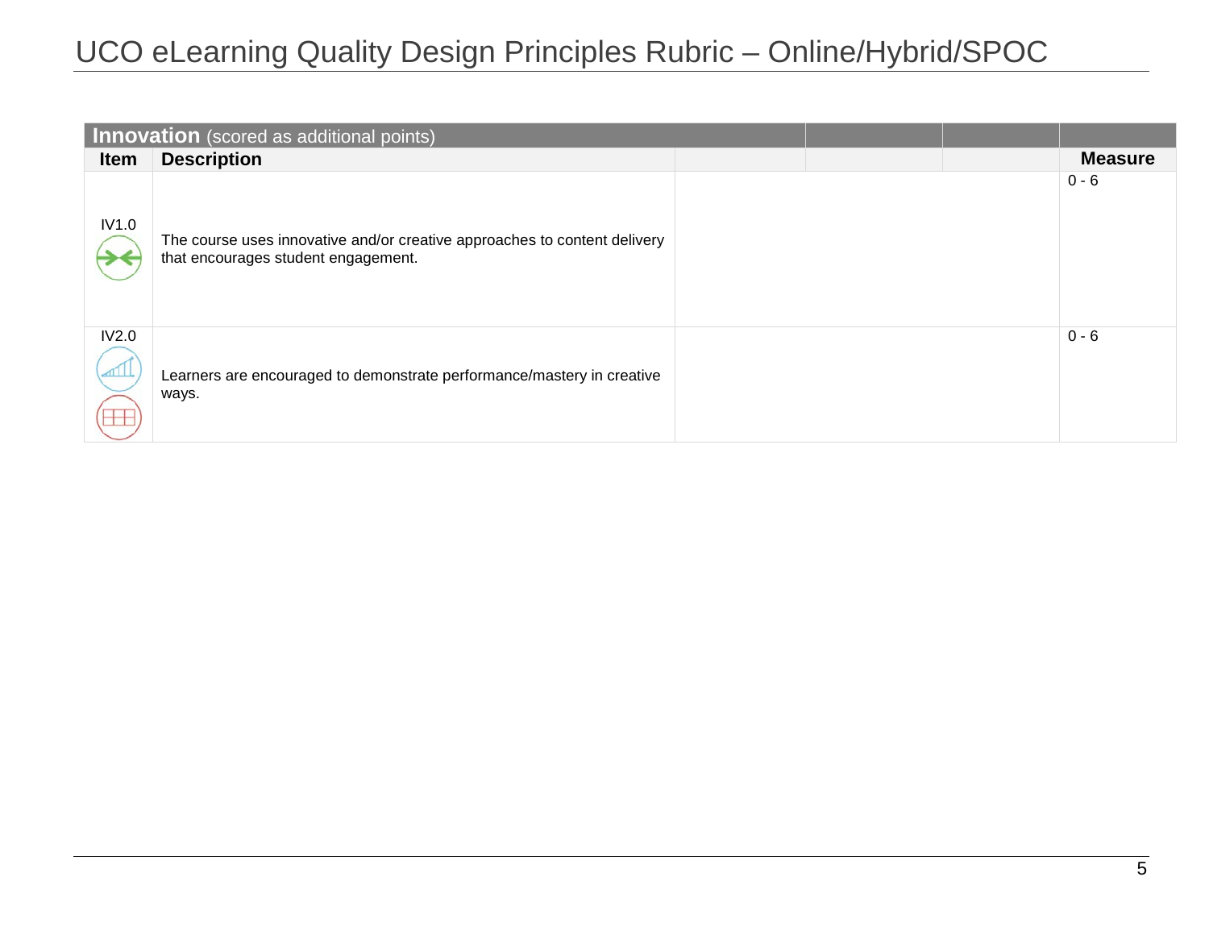# UCO eLearning Quality Design Principles Rubric – Online/Hybrid/SPOC

| **Innovation** (scored as additional points) | | | |
|---|---|---|---|
| **Item** | **Description** | | **Measure** |
| IV1.0 | The course uses innovative and/or creative approaches to content delivery that encourages student engagement. | | 0 - 6 |
| IV2.0 | Learners are encouraged to demonstrate performance/mastery in creative ways. | | 0 - 6 |